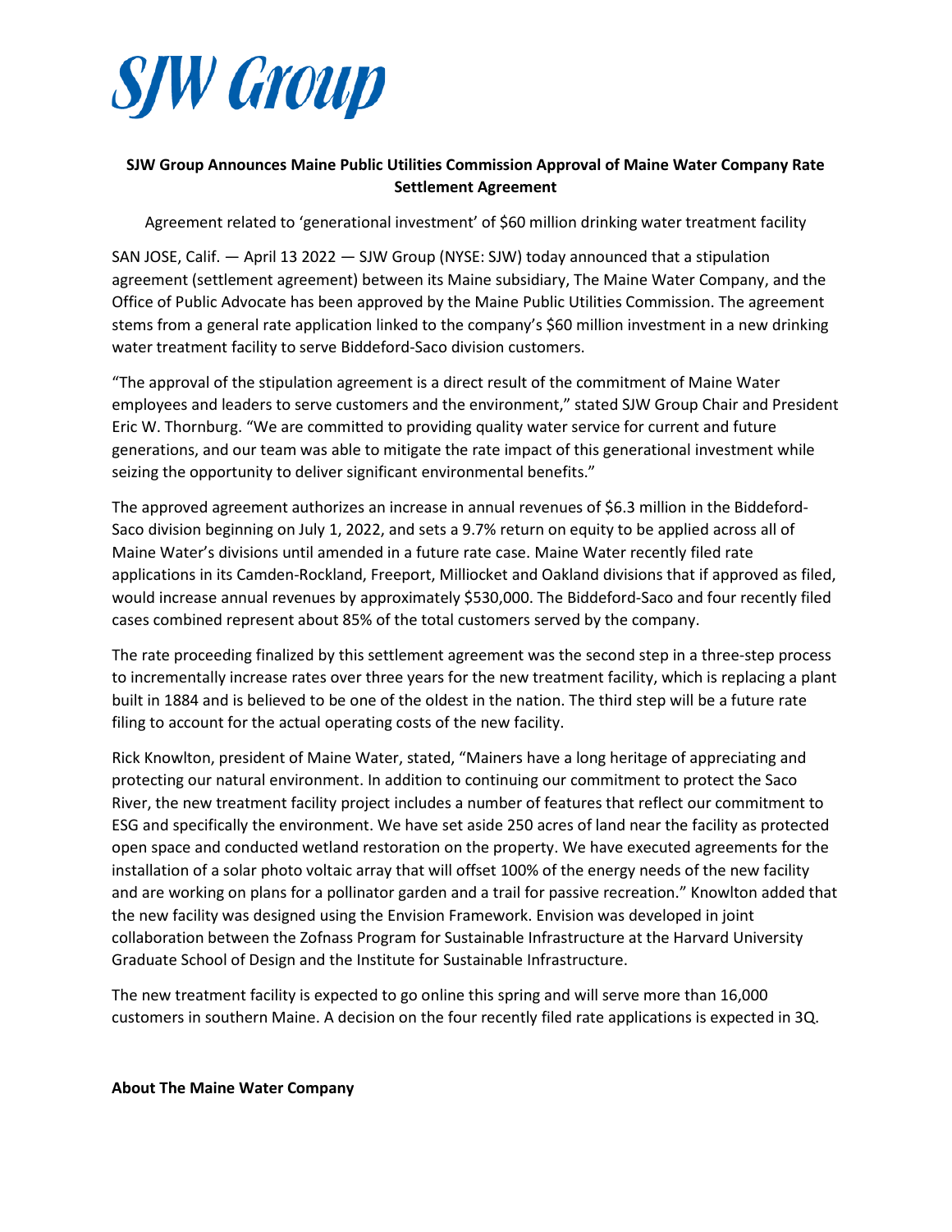# SJW Group

**SJW Group Announces Maine Public Utilities Commission Approval of Maine Water Company Rate Settlement Agreement**

Agreement related to 'generational investment' of $60 million drinking water treatment facility

SAN JOSE, Calif. — April 13 2022 — SJW Group (NYSE: SJW) today announced that a stipulation agreement (settlement agreement) between its Maine subsidiary, The Maine Water Company, and the Office of Public Advocate has been approved by the Maine Public Utilities Commission. The agreement stems from a general rate application linked to the company's $60 million investment in a new drinking water treatment facility to serve Biddeford-Saco division customers.

"The approval of the stipulation agreement is a direct result of the commitment of Maine Water employees and leaders to serve customers and the environment," stated SJW Group Chair and President Eric W. Thornburg. "We are committed to providing quality water service for current and future generations, and our team was able to mitigate the rate impact of this generational investment while seizing the opportunity to deliver significant environmental benefits."

The approved agreement authorizes an increase in annual revenues of $6.3 million in the Biddeford-Saco division beginning on July 1, 2022, and sets a 9.7% return on equity to be applied across all of Maine Water's divisions until amended in a future rate case. Maine Water recently filed rate applications in its Camden-Rockland, Freeport, Milliocket and Oakland divisions that if approved as filed, would increase annual revenues by approximately $530,000. The Biddeford-Saco and four recently filed cases combined represent about 85% of the total customers served by the company.

The rate proceeding finalized by this settlement agreement was the second step in a three-step process to incrementally increase rates over three years for the new treatment facility, which is replacing a plant built in 1884 and is believed to be one of the oldest in the nation. The third step will be a future rate filing to account for the actual operating costs of the new facility.

Rick Knowlton, president of Maine Water, stated, "Mainers have a long heritage of appreciating and protecting our natural environment. In addition to continuing our commitment to protect the Saco River, the new treatment facility project includes a number of features that reflect our commitment to ESG and specifically the environment. We have set aside 250 acres of land near the facility as protected open space and conducted wetland restoration on the property. We have executed agreements for the installation of a solar photo voltaic array that will offset 100% of the energy needs of the new facility and are working on plans for a pollinator garden and a trail for passive recreation." Knowlton added that the new facility was designed using the Envision Framework. Envision was developed in joint collaboration between the Zofnass Program for Sustainable Infrastructure at the Harvard University Graduate School of Design and the Institute for Sustainable Infrastructure.

The new treatment facility is expected to go online this spring and will serve more than 16,000 customers in southern Maine. A decision on the four recently filed rate applications is expected in 3Q.

**About The Maine Water Company**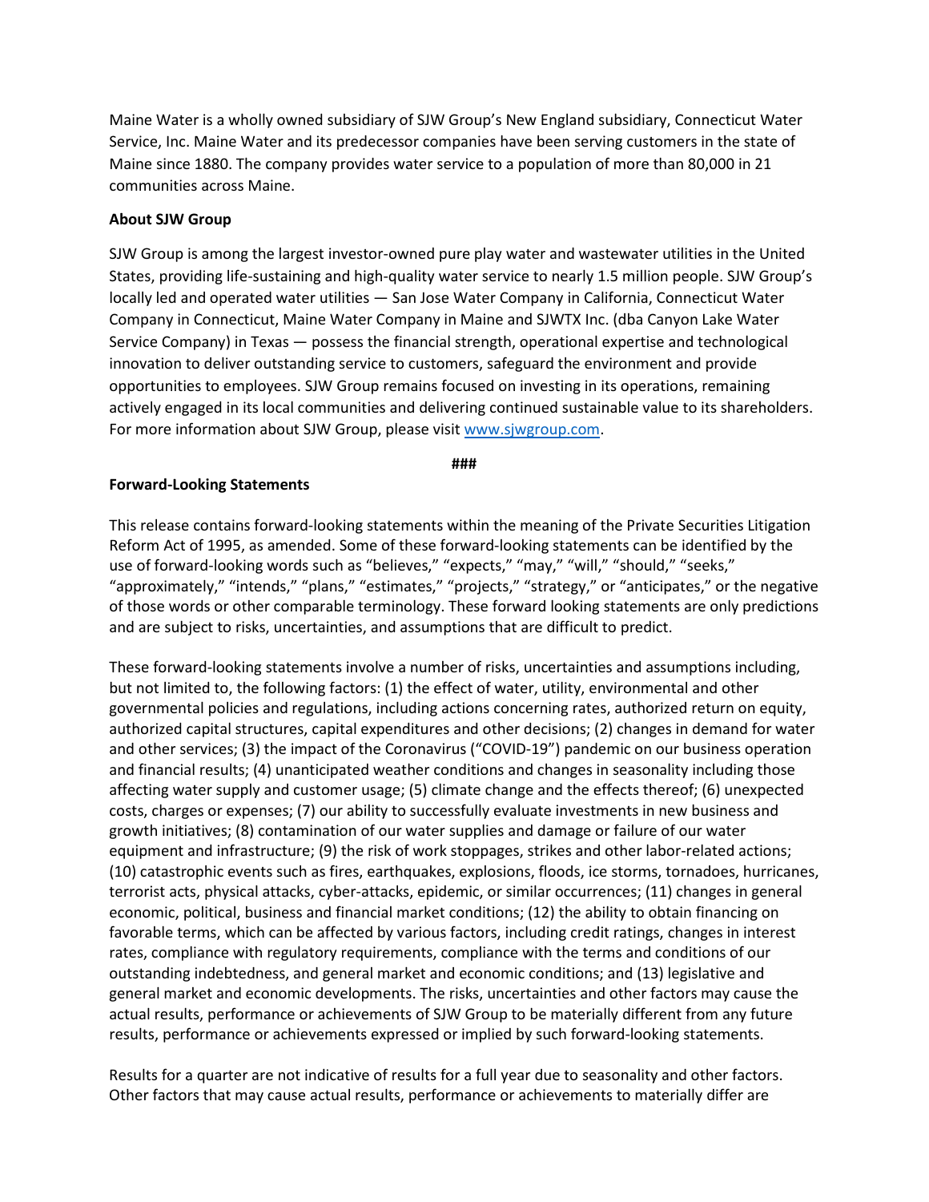Maine Water is a wholly owned subsidiary of SJW Group's New England subsidiary, Connecticut Water Service, Inc. Maine Water and its predecessor companies have been serving customers in the state of Maine since 1880. The company provides water service to a population of more than 80,000 in 21 communities across Maine.

**About SJW Group**

SJW Group is among the largest investor-owned pure play water and wastewater utilities in the United States, providing life-sustaining and high-quality water service to nearly 1.5 million people. SJW Group's locally led and operated water utilities — San Jose Water Company in California, Connecticut Water Company in Connecticut, Maine Water Company in Maine and SJWTX Inc. (dba Canyon Lake Water Service Company) in Texas — possess the financial strength, operational expertise and technological innovation to deliver outstanding service to customers, safeguard the environment and provide opportunities to employees. SJW Group remains focused on investing in its operations, remaining actively engaged in its local communities and delivering continued sustainable value to its shareholders. For more information about SJW Group, please visit www.sjwgroup.com.

**###**

**Forward-Looking Statements**

This release contains forward-looking statements within the meaning of the Private Securities Litigation Reform Act of 1995, as amended. Some of these forward-looking statements can be identified by the use of forward-looking words such as "believes," "expects," "may," "will," "should," "seeks," "approximately," "intends," "plans," "estimates," "projects," "strategy," or "anticipates," or the negative of those words or other comparable terminology. These forward looking statements are only predictions and are subject to risks, uncertainties, and assumptions that are difficult to predict.

These forward-looking statements involve a number of risks, uncertainties and assumptions including, but not limited to, the following factors: (1) the effect of water, utility, environmental and other governmental policies and regulations, including actions concerning rates, authorized return on equity, authorized capital structures, capital expenditures and other decisions; (2) changes in demand for water and other services; (3) the impact of the Coronavirus ("COVID-19") pandemic on our business operation and financial results; (4) unanticipated weather conditions and changes in seasonality including those affecting water supply and customer usage; (5) climate change and the effects thereof; (6) unexpected costs, charges or expenses; (7) our ability to successfully evaluate investments in new business and growth initiatives; (8) contamination of our water supplies and damage or failure of our water equipment and infrastructure; (9) the risk of work stoppages, strikes and other labor-related actions; (10) catastrophic events such as fires, earthquakes, explosions, floods, ice storms, tornadoes, hurricanes, terrorist acts, physical attacks, cyber-attacks, epidemic, or similar occurrences; (11) changes in general economic, political, business and financial market conditions; (12) the ability to obtain financing on favorable terms, which can be affected by various factors, including credit ratings, changes in interest rates, compliance with regulatory requirements, compliance with the terms and conditions of our outstanding indebtedness, and general market and economic conditions; and (13) legislative and general market and economic developments. The risks, uncertainties and other factors may cause the actual results, performance or achievements of SJW Group to be materially different from any future results, performance or achievements expressed or implied by such forward-looking statements.

Results for a quarter are not indicative of results for a full year due to seasonality and other factors. Other factors that may cause actual results, performance or achievements to materially differ are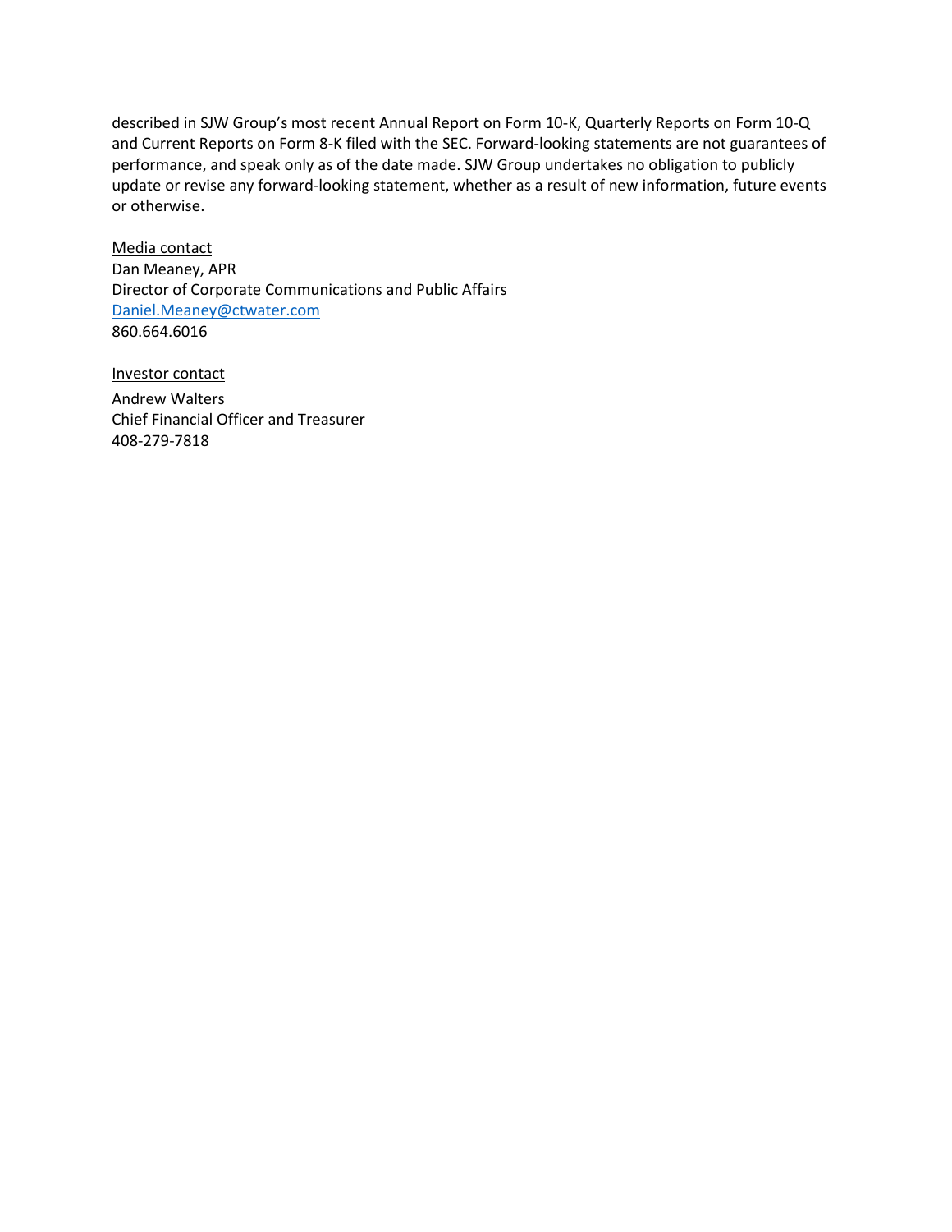described in SJW Group's most recent Annual Report on Form 10-K, Quarterly Reports on Form 10-Q and Current Reports on Form 8-K filed with the SEC. Forward-looking statements are not guarantees of performance, and speak only as of the date made. SJW Group undertakes no obligation to publicly update or revise any forward-looking statement, whether as a result of new information, future events or otherwise.

Media contact
Dan Meaney, APR
Director of Corporate Communications and Public Affairs
Daniel.Meaney@ctwater.com
860.664.6016

Investor contact
Andrew Walters
Chief Financial Officer and Treasurer
408-279-7818